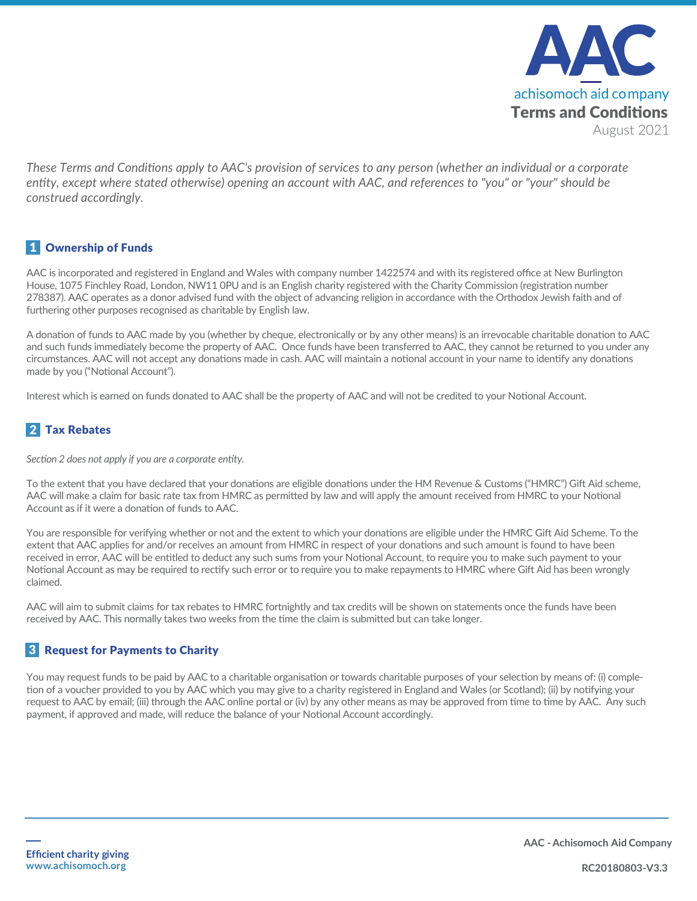# AAC

achisomoch aid company

## Terms and Conditions

August 2021

*These Terms and Conditions apply to AAC's provision of services to any person (whether an individual or a corporate entity, except where stated otherwise) opening an account with AAC, and references to "you" or "your" should be construed accordingly.*

## 1 Ownership of Funds

AAC is incorporated and registered in England and Wales with company number 1422574 and with its registered office at New Burlington House, 1075 Finchley Road, London, NW11 0PU and is an English charity registered with the Charity Commission (registration number 278387). AAC operates as a donor advised fund with the object of advancing religion in accordance with the Orthodox Jewish faith and of furthering other purposes recognised as charitable by English law.

A donation of funds to AAC made by you (whether by cheque, electronically or by any other means) is an irrevocable charitable donation to AAC and such funds immediately become the property of AAC. Once funds have been transferred to AAC, they cannot be returned to you under any circumstances. AAC will not accept any donations made in cash. AAC will maintain a notional account in your name to identify any donations made by you ("Notional Account").

Interest which is earned on funds donated to AAC shall be the property of AAC and will not be credited to your Notional Account.

## 2 Tax Rebates

*Section 2 does not apply if you are a corporate entity.*

To the extent that you have declared that your donations are eligible donations under the HM Revenue & Customs ("HMRC") Gift Aid scheme, AAC will make a claim for basic rate tax from HMRC as permitted by law and will apply the amount received from HMRC to your Notional Account as if it were a donation of funds to AAC.

You are responsible for verifying whether or not and the extent to which your donations are eligible under the HMRC Gift Aid Scheme. To the extent that AAC applies for and/or receives an amount from HMRC in respect of your donations and such amount is found to have been received in error, AAC will be entitled to deduct any such sums from your Notional Account, to require you to make such payment to your Notional Account as may be required to rectify such error or to require you to make repayments to HMRC where Gift Aid has been wrongly claimed.

AAC will aim to submit claims for tax rebates to HMRC fortnightly and tax credits will be shown on statements once the funds have been received by AAC. This normally takes two weeks from the time the claim is submitted but can take longer.

## 3 Request for Payments to Charity

You may request funds to be paid by AAC to a charitable organisation or towards charitable purposes of your selection by means of: (i) completion of a voucher provided to you by AAC which you may give to a charity registered in England and Wales (or Scotland); (ii) by notifying your request to AAC by email; (iii) through the AAC online portal or (iv) by any other means as may be approved from time to time by AAC. Any such payment, if approved and made, will reduce the balance of your Notional Account accordingly.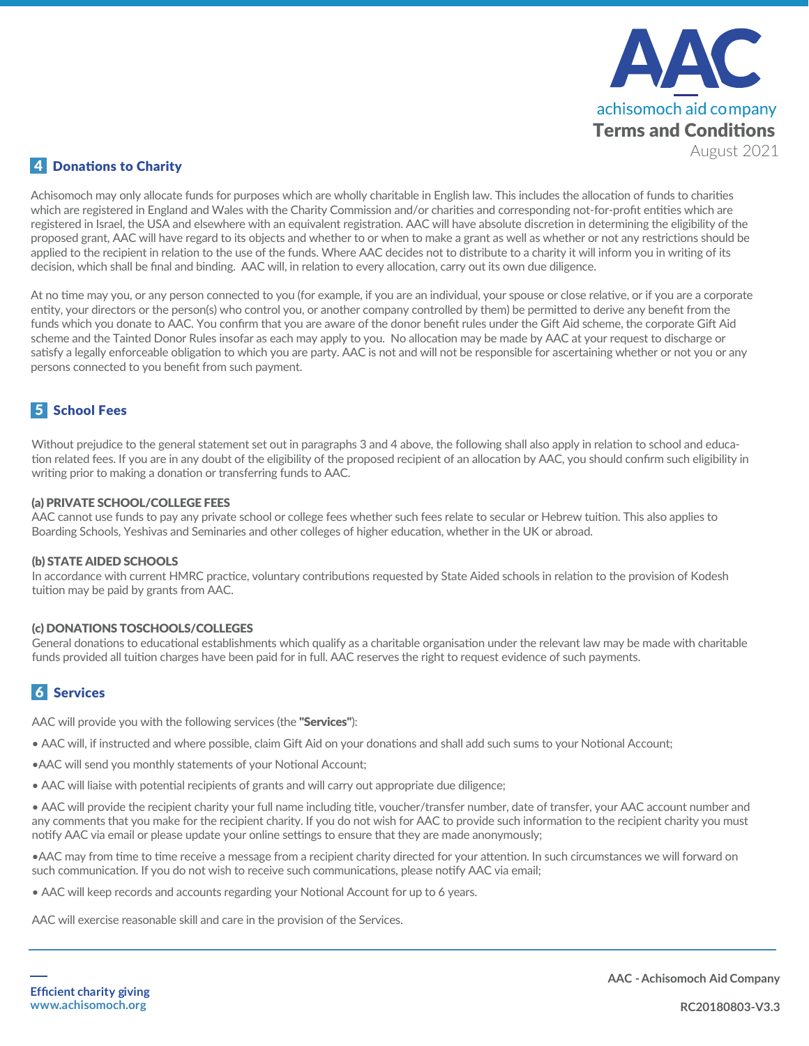## 4 Donations to Charity

Achisomoch may only allocate funds for purposes which are wholly charitable in English law. This includes the allocation of funds to charities which are registered in England and Wales with the Charity Commission and/or charities and corresponding not-for-profit entities which are registered in Israel, the USA and elsewhere with an equivalent registration. AAC will have absolute discretion in determining the eligibility of the proposed grant, AAC will have regard to its objects and whether to or when to make a grant as well as whether or not any restrictions should be applied to the recipient in relation to the use of the funds. Where AAC decides not to distribute to a charity it will inform you in writing of its decision, which shall be final and binding. AAC will, in relation to every allocation, carry out its own due diligence.

At no time may you, or any person connected to you (for example, if you are an individual, your spouse or close relative, or if you are a corporate entity, your directors or the person(s) who control you, or another company controlled by them) be permitted to derive any benefit from the funds which you donate to AAC. You confirm that you are aware of the donor benefit rules under the Gift Aid scheme, the corporate Gift Aid scheme and the Tainted Donor Rules insofar as each may apply to you. No allocation may be made by AAC at your request to discharge or satisfy a legally enforceable obligation to which you are party. AAC is not and will not be responsible for ascertaining whether or not you or any persons connected to you benefit from such payment.

## 5 School Fees

Without prejudice to the general statement set out in paragraphs 3 and 4 above, the following shall also apply in relation to school and education related fees. If you are in any doubt of the eligibility of the proposed recipient of an allocation by AAC, you should confirm such eligibility in writing prior to making a donation or transferring funds to AAC.

**(a) PRIVATE SCHOOL/COLLEGE FEES**
AAC cannot use funds to pay any private school or college fees whether such fees relate to secular or Hebrew tuition. This also applies to Boarding Schools, Yeshivas and Seminaries and other colleges of higher education, whether in the UK or abroad.

**(b) STATE AIDED SCHOOLS**
In accordance with current HMRC practice, voluntary contributions requested by State Aided schools in relation to the provision of Kodesh tuition may be paid by grants from AAC.

**(c) DONATIONS TOSCHOOLS/COLLEGES**
General donations to educational establishments which qualify as a charitable organisation under the relevant law may be made with charitable funds provided all tuition charges have been paid for in full. AAC reserves the right to request evidence of such payments.

## 6 Services

AAC will provide you with the following services (the **"Services"**):

- AAC will, if instructed and where possible, claim Gift Aid on your donations and shall add such sums to your Notional Account;
- AAC will send you monthly statements of your Notional Account;
- AAC will liaise with potential recipients of grants and will carry out appropriate due diligence;
- AAC will provide the recipient charity your full name including title, voucher/transfer number, date of transfer, your AAC account number and any comments that you make for the recipient charity. If you do not wish for AAC to provide such information to the recipient charity you must notify AAC via email or please update your online settings to ensure that they are made anonymously;
- AAC may from time to time receive a message from a recipient charity directed for your attention. In such circumstances we will forward on such communication. If you do not wish to receive such communications, please notify AAC via email;
- AAC will keep records and accounts regarding your Notional Account for up to 6 years.

AAC will exercise reasonable skill and care in the provision of the Services.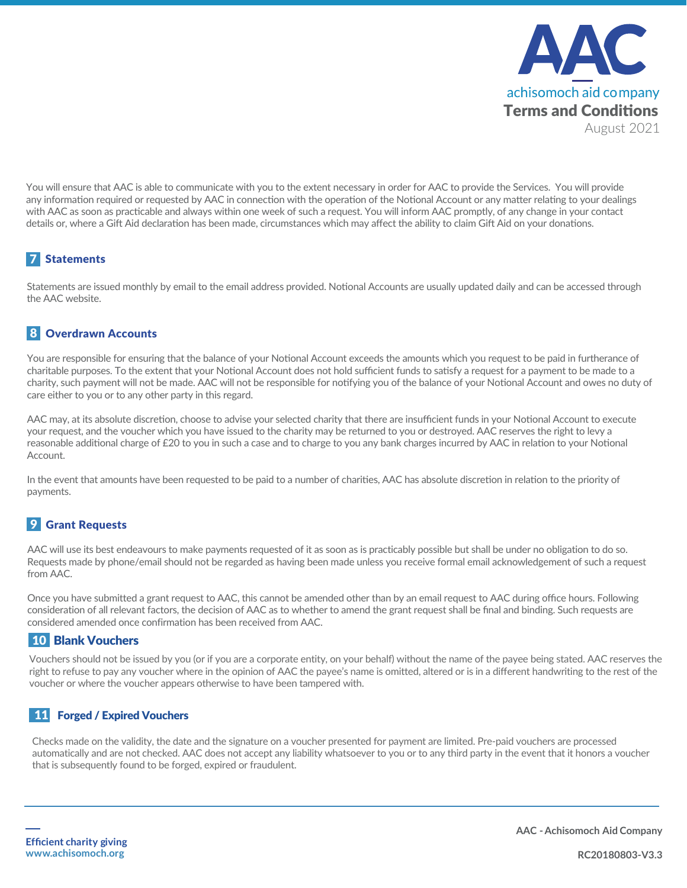You will ensure that AAC is able to communicate with you to the extent necessary in order for AAC to provide the Services. You will provide any information required or requested by AAC in connection with the operation of the Notional Account or any matter relating to your dealings with AAC as soon as practicable and always within one week of such a request. You will inform AAC promptly, of any change in your contact details or, where a Gift Aid declaration has been made, circumstances which may affect the ability to claim Gift Aid on your donations.

## 7 Statements

Statements are issued monthly by email to the email address provided. Notional Accounts are usually updated daily and can be accessed through the AAC website.

## 8 Overdrawn Accounts

You are responsible for ensuring that the balance of your Notional Account exceeds the amounts which you request to be paid in furtherance of charitable purposes. To the extent that your Notional Account does not hold sufficient funds to satisfy a request for a payment to be made to a charity, such payment will not be made. AAC will not be responsible for notifying you of the balance of your Notional Account and owes no duty of care either to you or to any other party in this regard.

AAC may, at its absolute discretion, choose to advise your selected charity that there are insufficient funds in your Notional Account to execute your request, and the voucher which you have issued to the charity may be returned to you or destroyed. AAC reserves the right to levy a reasonable additional charge of £20 to you in such a case and to charge to you any bank charges incurred by AAC in relation to your Notional Account.

In the event that amounts have been requested to be paid to a number of charities, AAC has absolute discretion in relation to the priority of payments.

## 9 Grant Requests

AAC will use its best endeavours to make payments requested of it as soon as is practicably possible but shall be under no obligation to do so. Requests made by phone/email should not be regarded as having been made unless you receive formal email acknowledgement of such a request from AAC.

Once you have submitted a grant request to AAC, this cannot be amended other than by an email request to AAC during office hours. Following consideration of all relevant factors, the decision of AAC as to whether to amend the grant request shall be final and binding. Such requests are considered amended once confirmation has been received from AAC.

## 10 Blank Vouchers

Vouchers should not be issued by you (or if you are a corporate entity, on your behalf) without the name of the payee being stated. AAC reserves the right to refuse to pay any voucher where in the opinion of AAC the payee's name is omitted, altered or is in a different handwriting to the rest of the voucher or where the voucher appears otherwise to have been tampered with.

## 11 Forged / Expired Vouchers

Checks made on the validity, the date and the signature on a voucher presented for payment are limited. Pre-paid vouchers are processed automatically and are not checked. AAC does not accept any liability whatsoever to you or to any third party in the event that it honors a voucher that is subsequently found to be forged, expired or fraudulent.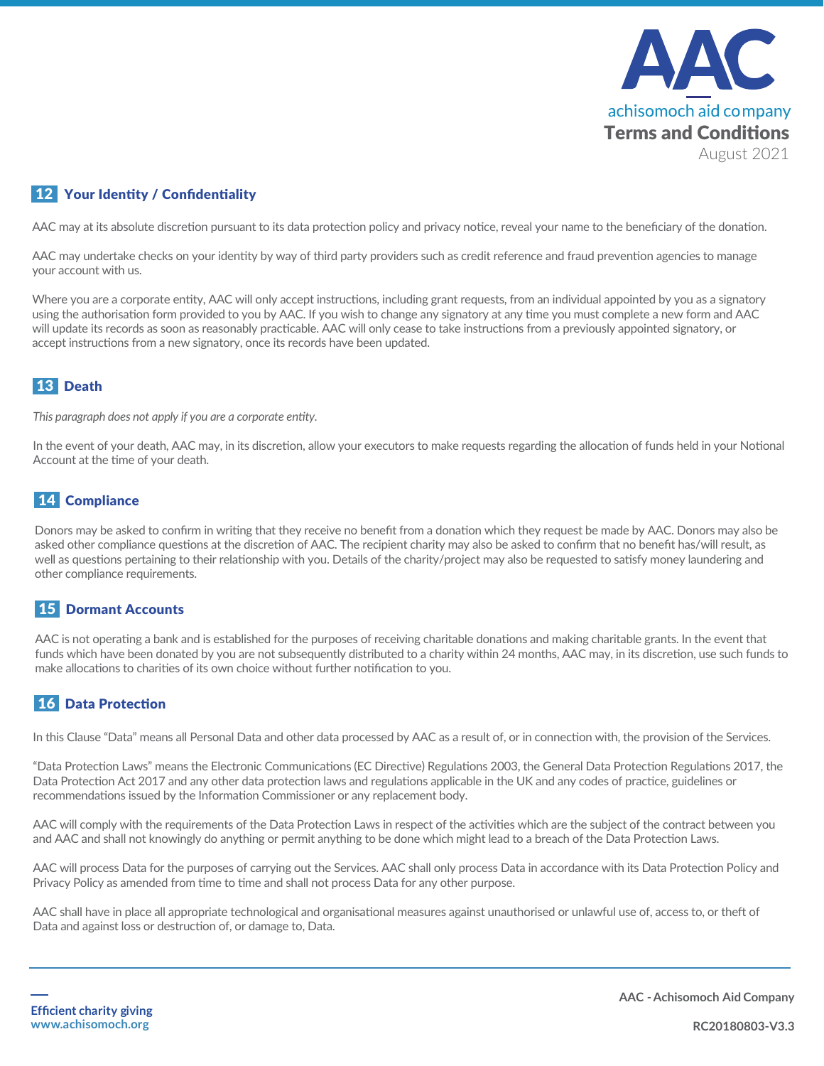## 12 Your Identity / Confidentiality

AAC may at its absolute discretion pursuant to its data protection policy and privacy notice, reveal your name to the beneficiary of the donation.

AAC may undertake checks on your identity by way of third party providers such as credit reference and fraud prevention agencies to manage your account with us.

Where you are a corporate entity, AAC will only accept instructions, including grant requests, from an individual appointed by you as a signatory using the authorisation form provided to you by AAC. If you wish to change any signatory at any time you must complete a new form and AAC will update its records as soon as reasonably practicable. AAC will only cease to take instructions from a previously appointed signatory, or accept instructions from a new signatory, once its records have been updated.

## 13 Death

*This paragraph does not apply if you are a corporate entity.*

In the event of your death, AAC may, in its discretion, allow your executors to make requests regarding the allocation of funds held in your Notional Account at the time of your death.

## 14 Compliance

Donors may be asked to confirm in writing that they receive no benefit from a donation which they request be made by AAC. Donors may also be asked other compliance questions at the discretion of AAC. The recipient charity may also be asked to confirm that no benefit has/will result, as well as questions pertaining to their relationship with you. Details of the charity/project may also be requested to satisfy money laundering and other compliance requirements.

## 15 Dormant Accounts

AAC is not operating a bank and is established for the purposes of receiving charitable donations and making charitable grants. In the event that funds which have been donated by you are not subsequently distributed to a charity within 24 months, AAC may, in its discretion, use such funds to make allocations to charities of its own choice without further notification to you.

## 16 Data Protection

In this Clause "Data" means all Personal Data and other data processed by AAC as a result of, or in connection with, the provision of the Services.

"Data Protection Laws" means the Electronic Communications (EC Directive) Regulations 2003, the General Data Protection Regulations 2017, the Data Protection Act 2017 and any other data protection laws and regulations applicable in the UK and any codes of practice, guidelines or recommendations issued by the Information Commissioner or any replacement body.

AAC will comply with the requirements of the Data Protection Laws in respect of the activities which are the subject of the contract between you and AAC and shall not knowingly do anything or permit anything to be done which might lead to a breach of the Data Protection Laws.

AAC will process Data for the purposes of carrying out the Services. AAC shall only process Data in accordance with its Data Protection Policy and Privacy Policy as amended from time to time and shall not process Data for any other purpose.

AAC shall have in place all appropriate technological and organisational measures against unauthorised or unlawful use of, access to, or theft of Data and against loss or destruction of, or damage to, Data.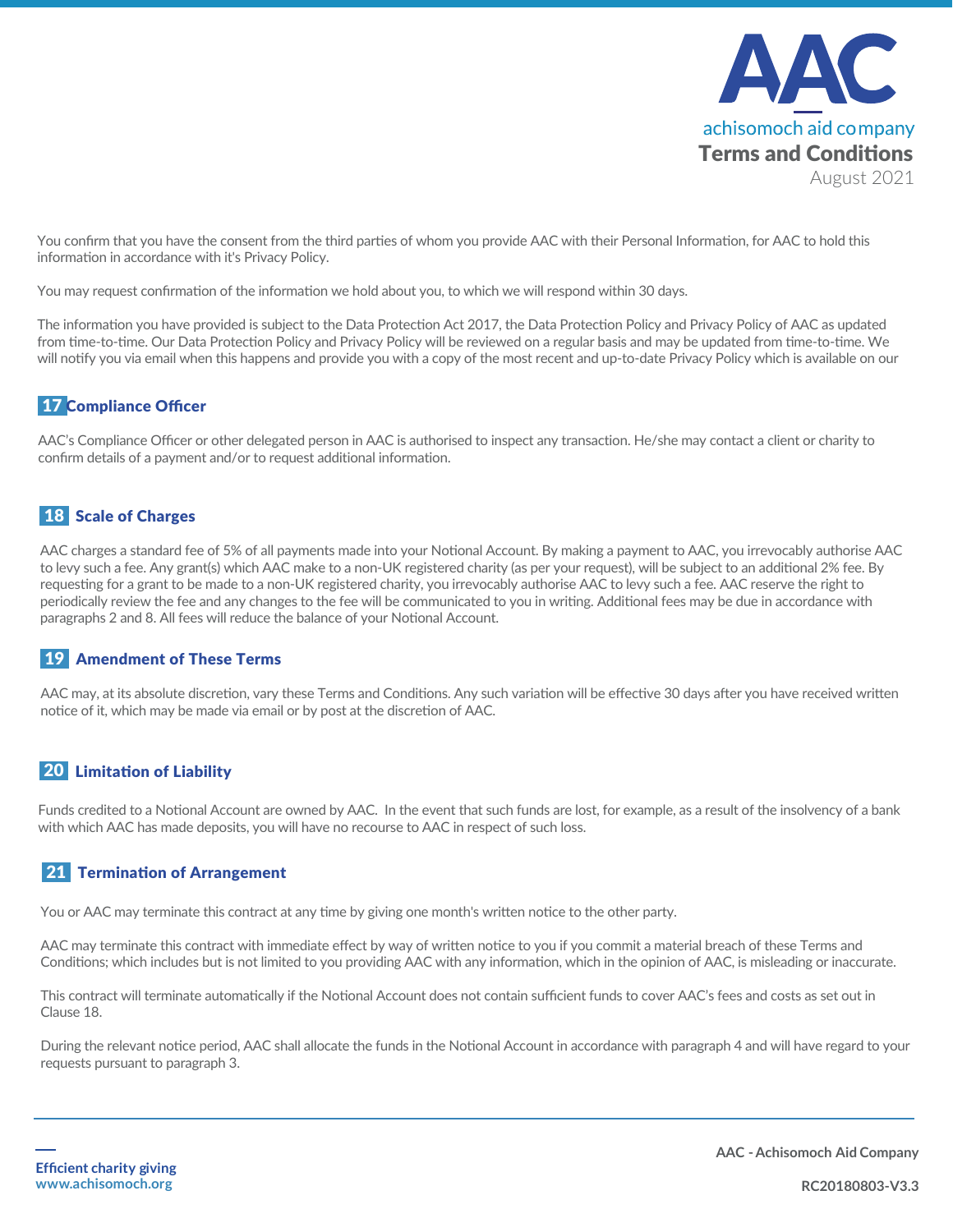You confirm that you have the consent from the third parties of whom you provide AAC with their Personal Information, for AAC to hold this information in accordance with it's Privacy Policy.

You may request confirmation of the information we hold about you, to which we will respond within 30 days.

The information you have provided is subject to the Data Protection Act 2017, the Data Protection Policy and Privacy Policy of AAC as updated from time-to-time. Our Data Protection Policy and Privacy Policy will be reviewed on a regular basis and may be updated from time-to-time. We will notify you via email when this happens and provide you with a copy of the most recent and up-to-date Privacy Policy which is available on our

## 17 Compliance Officer

AAC's Compliance Officer or other delegated person in AAC is authorised to inspect any transaction. He/she may contact a client or charity to confirm details of a payment and/or to request additional information.

## 18 Scale of Charges

AAC charges a standard fee of 5% of all payments made into your Notional Account. By making a payment to AAC, you irrevocably authorise AAC to levy such a fee. Any grant(s) which AAC make to a non-UK registered charity (as per your request), will be subject to an additional 2% fee. By requesting for a grant to be made to a non-UK registered charity, you irrevocably authorise AAC to levy such a fee. AAC reserve the right to periodically review the fee and any changes to the fee will be communicated to you in writing. Additional fees may be due in accordance with paragraphs 2 and 8. All fees will reduce the balance of your Notional Account.

## 19 Amendment of These Terms

AAC may, at its absolute discretion, vary these Terms and Conditions. Any such variation will be effective 30 days after you have received written notice of it, which may be made via email or by post at the discretion of AAC.

## 20 Limitation of Liability

Funds credited to a Notional Account are owned by AAC. In the event that such funds are lost, for example, as a result of the insolvency of a bank with which AAC has made deposits, you will have no recourse to AAC in respect of such loss.

## 21 Termination of Arrangement

You or AAC may terminate this contract at any time by giving one month's written notice to the other party.

AAC may terminate this contract with immediate effect by way of written notice to you if you commit a material breach of these Terms and Conditions; which includes but is not limited to you providing AAC with any information, which in the opinion of AAC, is misleading or inaccurate.

This contract will terminate automatically if the Notional Account does not contain sufficient funds to cover AAC's fees and costs as set out in Clause 18.

During the relevant notice period, AAC shall allocate the funds in the Notional Account in accordance with paragraph 4 and will have regard to your requests pursuant to paragraph 3.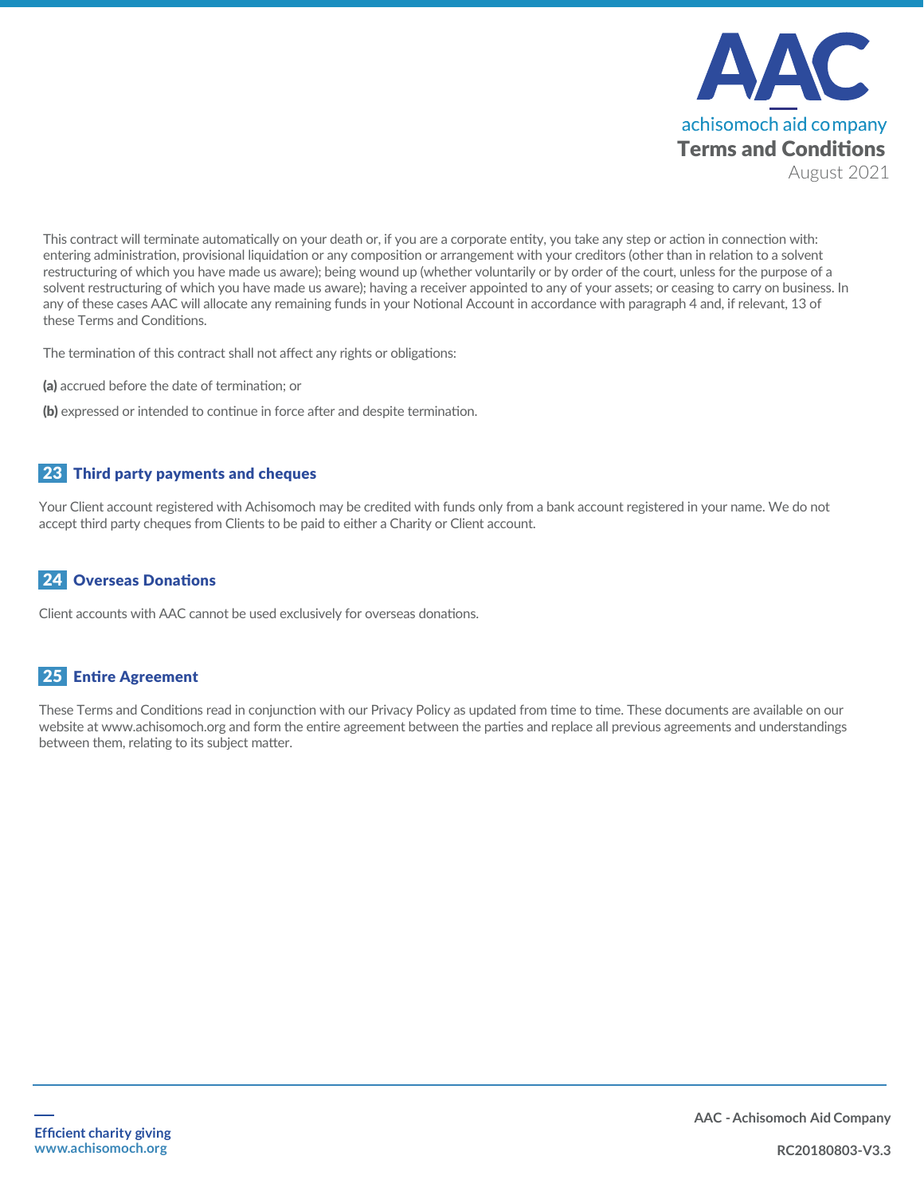This contract will terminate automatically on your death or, if you are a corporate entity, you take any step or action in connection with: entering administration, provisional liquidation or any composition or arrangement with your creditors (other than in relation to a solvent restructuring of which you have made us aware); being wound up (whether voluntarily or by order of the court, unless for the purpose of a solvent restructuring of which you have made us aware); having a receiver appointed to any of your assets; or ceasing to carry on business. In any of these cases AAC will allocate any remaining funds in your Notional Account in accordance with paragraph 4 and, if relevant, 13 of these Terms and Conditions.

The termination of this contract shall not affect any rights or obligations:

**(a)** accrued before the date of termination; or

**(b)** expressed or intended to continue in force after and despite termination.

## 23 Third party payments and cheques

Your Client account registered with Achisomoch may be credited with funds only from a bank account registered in your name. We do not accept third party cheques from Clients to be paid to either a Charity or Client account.

## 24 Overseas Donations

Client accounts with AAC cannot be used exclusively for overseas donations.

## 25 Entire Agreement

These Terms and Conditions read in conjunction with our Privacy Policy as updated from time to time. These documents are available on our website at www.achisomoch.org and form the entire agreement between the parties and replace all previous agreements and understandings between them, relating to its subject matter.